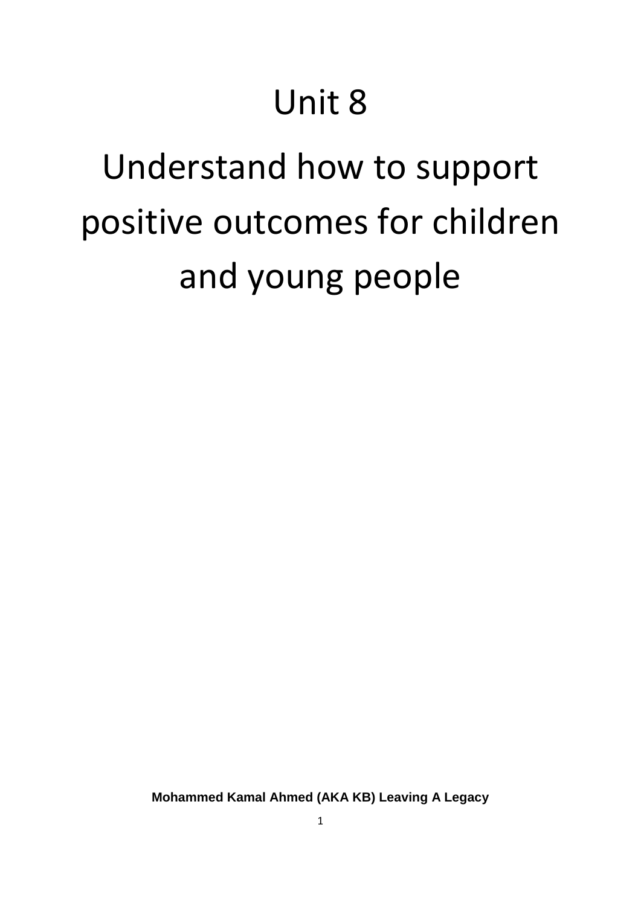# Unit 8

# Understand how to support positive outcomes for children and young people

**Mohammed Kamal Ahmed (AKA KB) Leaving A Legacy**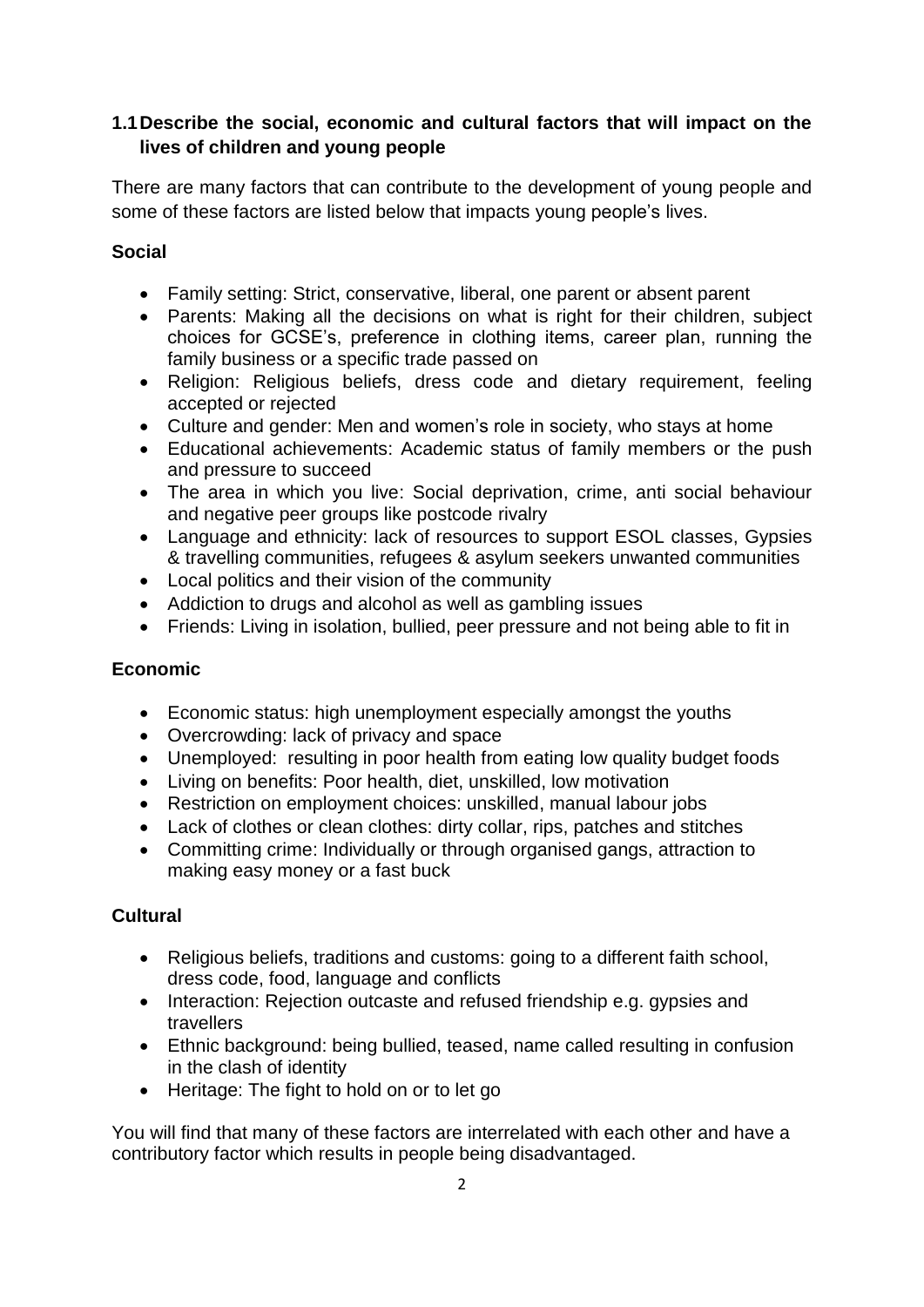### 1.1 Describe the social, economic and cultural factors that will impact on the lives of children and young people

There are many factors that can contribute to the development of young people and some of these factors are listed below that impacts young people's lives.

**Social**

- Family setting: Strict, conservative, liberal, one parent or absent parent
- Parents: Making all the decisions on what is right for their children, subject choices for GCSE's, preference in clothing items, career plan, running the family business or a specific trade passed on
- Religion: Religious beliefs, dress code and dietary requirement, feeling accepted or rejected
- Culture and gender: Men and women's role in society, who stays at home
- Educational achievements: Academic status of family members or the push and pressure to succeed
- The area in which you live: Social deprivation, crime, anti social behaviour and negative peer groups like postcode rivalry
- Language and ethnicity: lack of resources to support ESOL classes, Gypsies & travelling communities, refugees & asylum seekers unwanted communities
- Local politics and their vision of the community
- Addiction to drugs and alcohol as well as gambling issues
- Friends: Living in isolation, bullied, peer pressure and not being able to fit in

**Economic**

- Economic status: high unemployment especially amongst the youths
- Overcrowding: lack of privacy and space
- Unemployed: resulting in poor health from eating low quality budget foods
- Living on benefits: Poor health, diet, unskilled, low motivation
- Restriction on employment choices: unskilled, manual labour jobs
- Lack of clothes or clean clothes: dirty collar, rips, patches and stitches
- Committing crime: Individually or through organised gangs, attraction to making easy money or a fast buck

**Cultural**

- Religious beliefs, traditions and customs: going to a different faith school, dress code, food, language and conflicts
- Interaction: Rejection outcaste and refused friendship e.g. gypsies and travellers
- Ethnic background: being bullied, teased, name called resulting in confusion in the clash of identity
- Heritage: The fight to hold on or to let go

You will find that many of these factors are interrelated with each other and have a contributory factor which results in people being disadvantaged.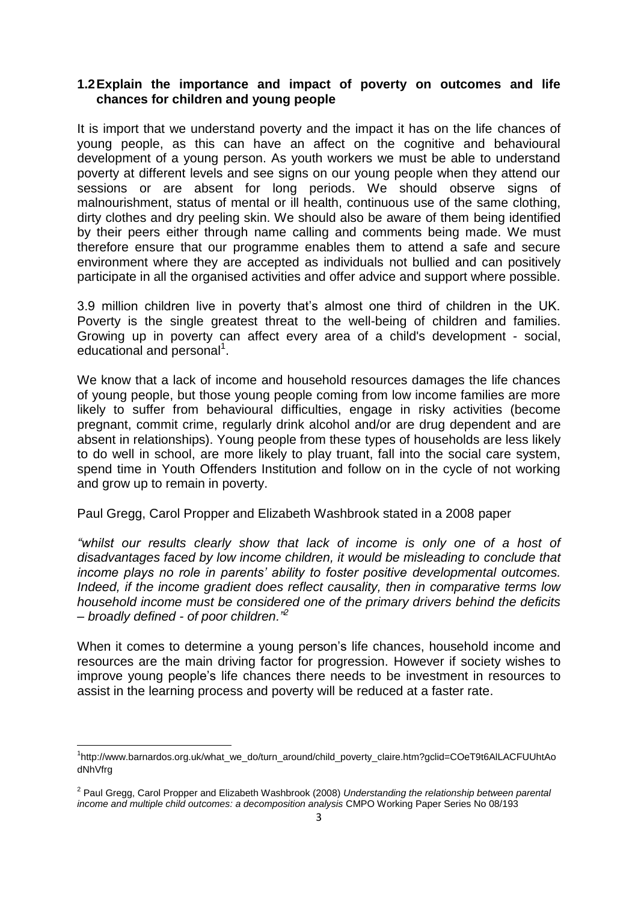**1.2 Explain the importance and impact of poverty on outcomes and life chances for children and young people**

It is import that we understand poverty and the impact it has on the life chances of young people, as this can have an affect on the cognitive and behavioural development of a young person. As youth workers we must be able to understand poverty at different levels and see signs on our young people when they attend our sessions or are absent for long periods. We should observe signs of malnourishment, status of mental or ill health, continuous use of the same clothing, dirty clothes and dry peeling skin. We should also be aware of them being identified by their peers either through name calling and comments being made. We must therefore ensure that our programme enables them to attend a safe and secure environment where they are accepted as individuals not bullied and can positively participate in all the organised activities and offer advice and support where possible.

3.9 million children live in poverty that's almost one third of children in the UK. Poverty is the single greatest threat to the well-being of children and families. Growing up in poverty can affect every area of a child's development - social, educational and personal[1].

We know that a lack of income and household resources damages the life chances of young people, but those young people coming from low income families are more likely to suffer from behavioural difficulties, engage in risky activities (become pregnant, commit crime, regularly drink alcohol and/or are drug dependent and are absent in relationships). Young people from these types of households are less likely to do well in school, are more likely to play truant, fall into the social care system, spend time in Youth Offenders Institution and follow on in the cycle of not working and grow up to remain in poverty.

Paul Gregg, Carol Propper and Elizabeth Washbrook stated in a 2008 paper

*"whilst our results clearly show that lack of income is only one of a host of disadvantages faced by low income children, it would be misleading to conclude that income plays no role in parents' ability to foster positive developmental outcomes. Indeed, if the income gradient does reflect causality, then in comparative terms low household income must be considered one of the primary drivers behind the deficits – broadly defined - of poor children."*[2]

When it comes to determine a young person's life chances, household income and resources are the main driving factor for progression. However if society wishes to improve young people's life chances there needs to be investment in resources to assist in the learning process and poverty will be reduced at a faster rate.

---

[1] http://www.barnardos.org.uk/what_we_do/turn_around/child_poverty_claire.htm?gclid=COeT9t6AlLACFUUhtAodNhVfrg

[2] Paul Gregg, Carol Propper and Elizabeth Washbrook (2008) *Understanding the relationship between parental income and multiple child outcomes: a decomposition analysis* CMPO Working Paper Series No 08/193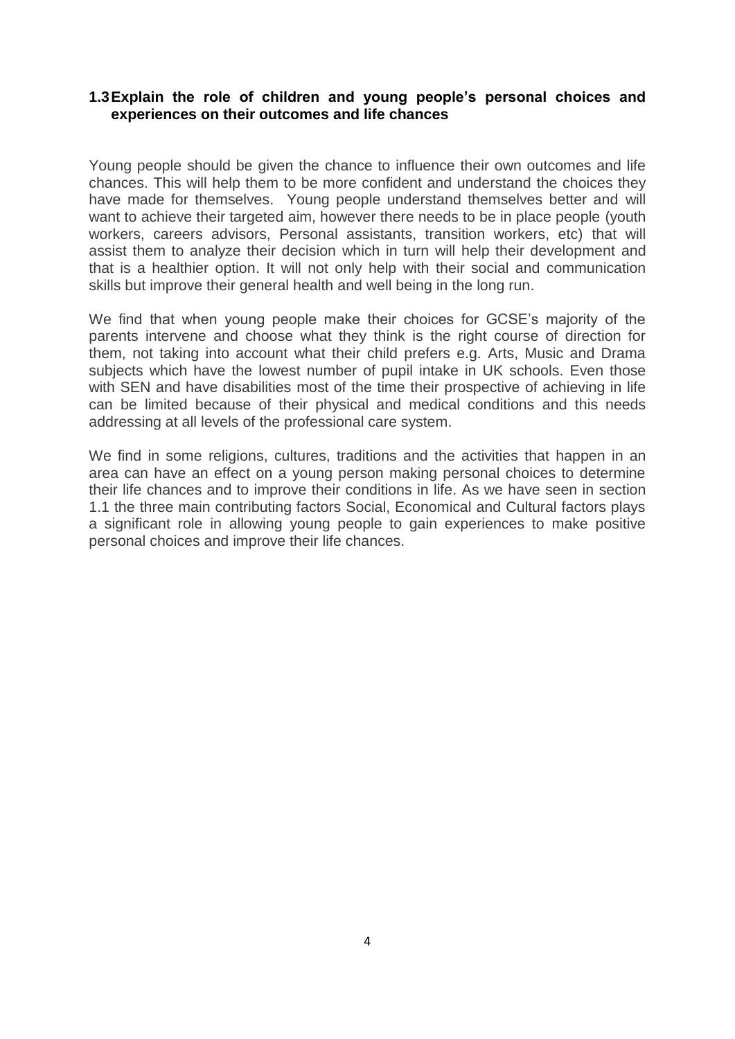### 1.3 Explain the role of children and young people's personal choices and experiences on their outcomes and life chances

Young people should be given the chance to influence their own outcomes and life chances. This will help them to be more confident and understand the choices they have made for themselves. Young people understand themselves better and will want to achieve their targeted aim, however there needs to be in place people (youth workers, careers advisors, Personal assistants, transition workers, etc) that will assist them to analyze their decision which in turn will help their development and that is a healthier option. It will not only help with their social and communication skills but improve their general health and well being in the long run.

We find that when young people make their choices for GCSE's majority of the parents intervene and choose what they think is the right course of direction for them, not taking into account what their child prefers e.g. Arts, Music and Drama subjects which have the lowest number of pupil intake in UK schools. Even those with SEN and have disabilities most of the time their prospective of achieving in life can be limited because of their physical and medical conditions and this needs addressing at all levels of the professional care system.

We find in some religions, cultures, traditions and the activities that happen in an area can have an effect on a young person making personal choices to determine their life chances and to improve their conditions in life. As we have seen in section 1.1 the three main contributing factors Social, Economical and Cultural factors plays a significant role in allowing young people to gain experiences to make positive personal choices and improve their life chances.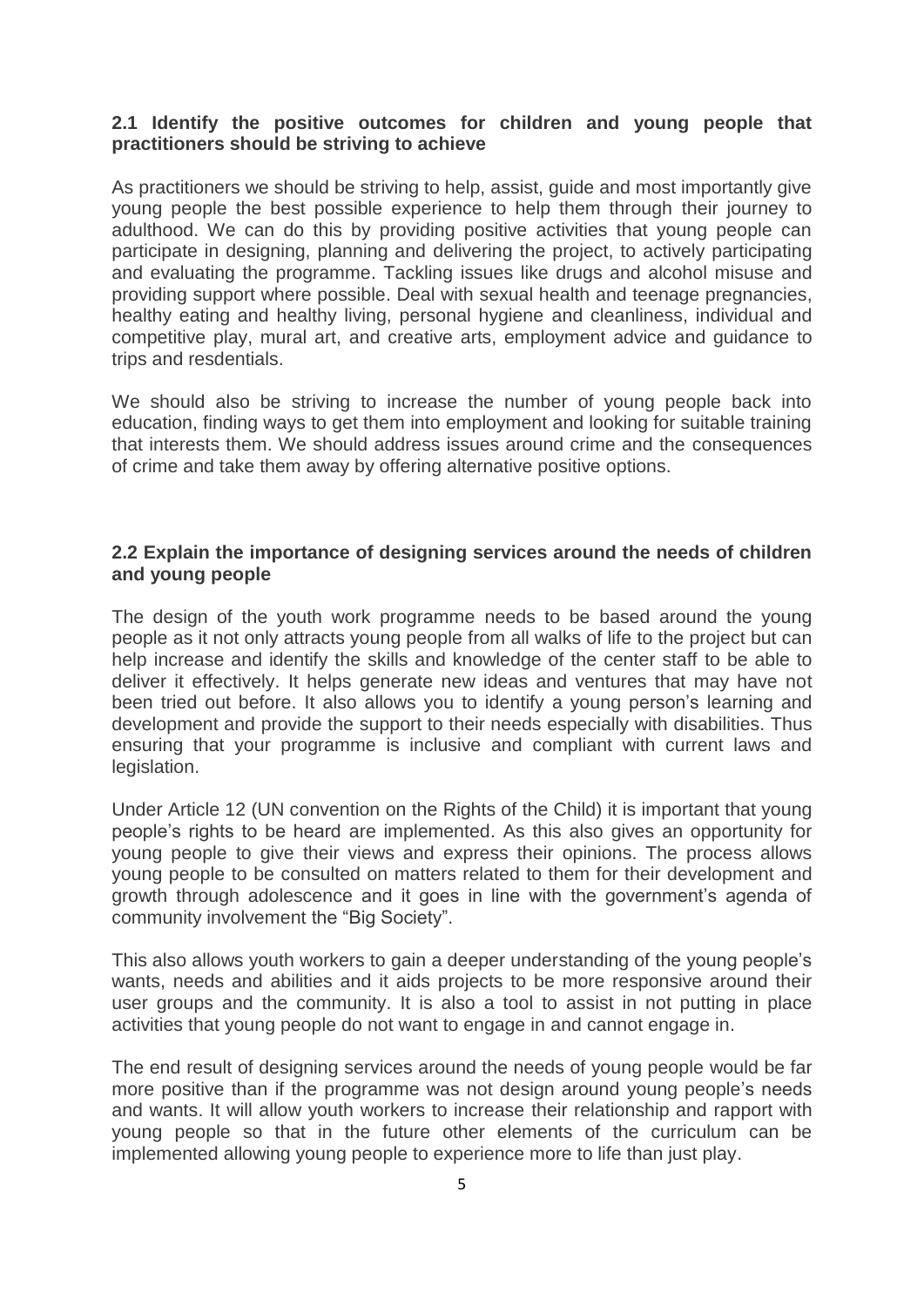**2.1 Identify the positive outcomes for children and young people that practitioners should be striving to achieve**

As practitioners we should be striving to help, assist, guide and most importantly give young people the best possible experience to help them through their journey to adulthood. We can do this by providing positive activities that young people can participate in designing, planning and delivering the project, to actively participating and evaluating the programme. Tackling issues like drugs and alcohol misuse and providing support where possible. Deal with sexual health and teenage pregnancies, healthy eating and healthy living, personal hygiene and cleanliness, individual and competitive play, mural art, and creative arts, employment advice and guidance to trips and resdentials.

We should also be striving to increase the number of young people back into education, finding ways to get them into employment and looking for suitable training that interests them. We should address issues around crime and the consequences of crime and take them away by offering alternative positive options.

**2.2 Explain the importance of designing services around the needs of children and young people**

The design of the youth work programme needs to be based around the young people as it not only attracts young people from all walks of life to the project but can help increase and identify the skills and knowledge of the center staff to be able to deliver it effectively. It helps generate new ideas and ventures that may have not been tried out before. It also allows you to identify a young person's learning and development and provide the support to their needs especially with disabilities. Thus ensuring that your programme is inclusive and compliant with current laws and legislation.

Under Article 12 (UN convention on the Rights of the Child) it is important that young people's rights to be heard are implemented. As this also gives an opportunity for young people to give their views and express their opinions. The process allows young people to be consulted on matters related to them for their development and growth through adolescence and it goes in line with the government's agenda of community involvement the "Big Society".

This also allows youth workers to gain a deeper understanding of the young people's wants, needs and abilities and it aids projects to be more responsive around their user groups and the community. It is also a tool to assist in not putting in place activities that young people do not want to engage in and cannot engage in.

The end result of designing services around the needs of young people would be far more positive than if the programme was not design around young people's needs and wants. It will allow youth workers to increase their relationship and rapport with young people so that in the future other elements of the curriculum can be implemented allowing young people to experience more to life than just play.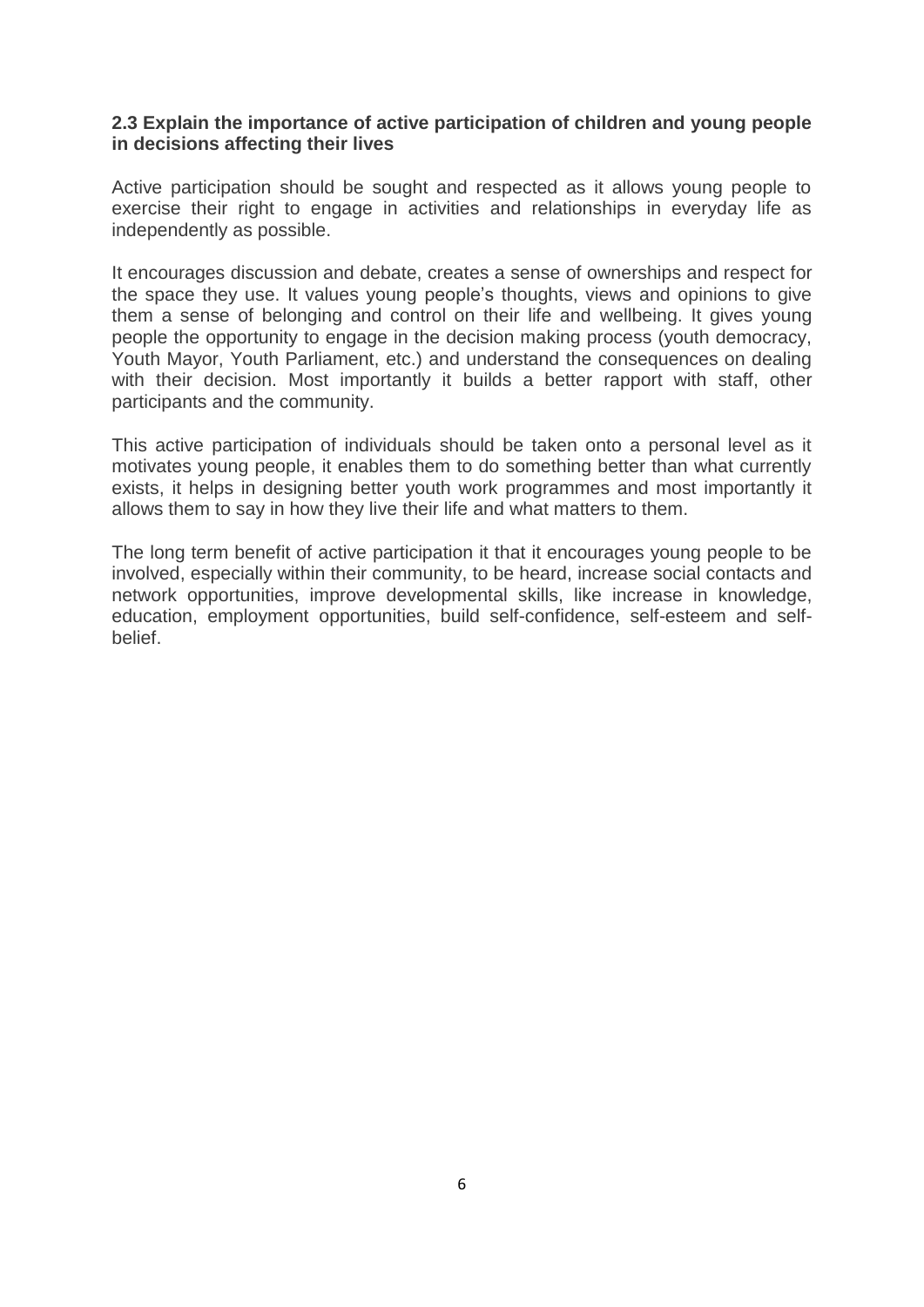**2.3 Explain the importance of active participation of children and young people in decisions affecting their lives**

Active participation should be sought and respected as it allows young people to exercise their right to engage in activities and relationships in everyday life as independently as possible.

It encourages discussion and debate, creates a sense of ownerships and respect for the space they use. It values young people's thoughts, views and opinions to give them a sense of belonging and control on their life and wellbeing. It gives young people the opportunity to engage in the decision making process (youth democracy, Youth Mayor, Youth Parliament, etc.) and understand the consequences on dealing with their decision. Most importantly it builds a better rapport with staff, other participants and the community.

This active participation of individuals should be taken onto a personal level as it motivates young people, it enables them to do something better than what currently exists, it helps in designing better youth work programmes and most importantly it allows them to say in how they live their life and what matters to them.

The long term benefit of active participation it that it encourages young people to be involved, especially within their community, to be heard, increase social contacts and network opportunities, improve developmental skills, like increase in knowledge, education, employment opportunities, build self-confidence, self-esteem and self-belief.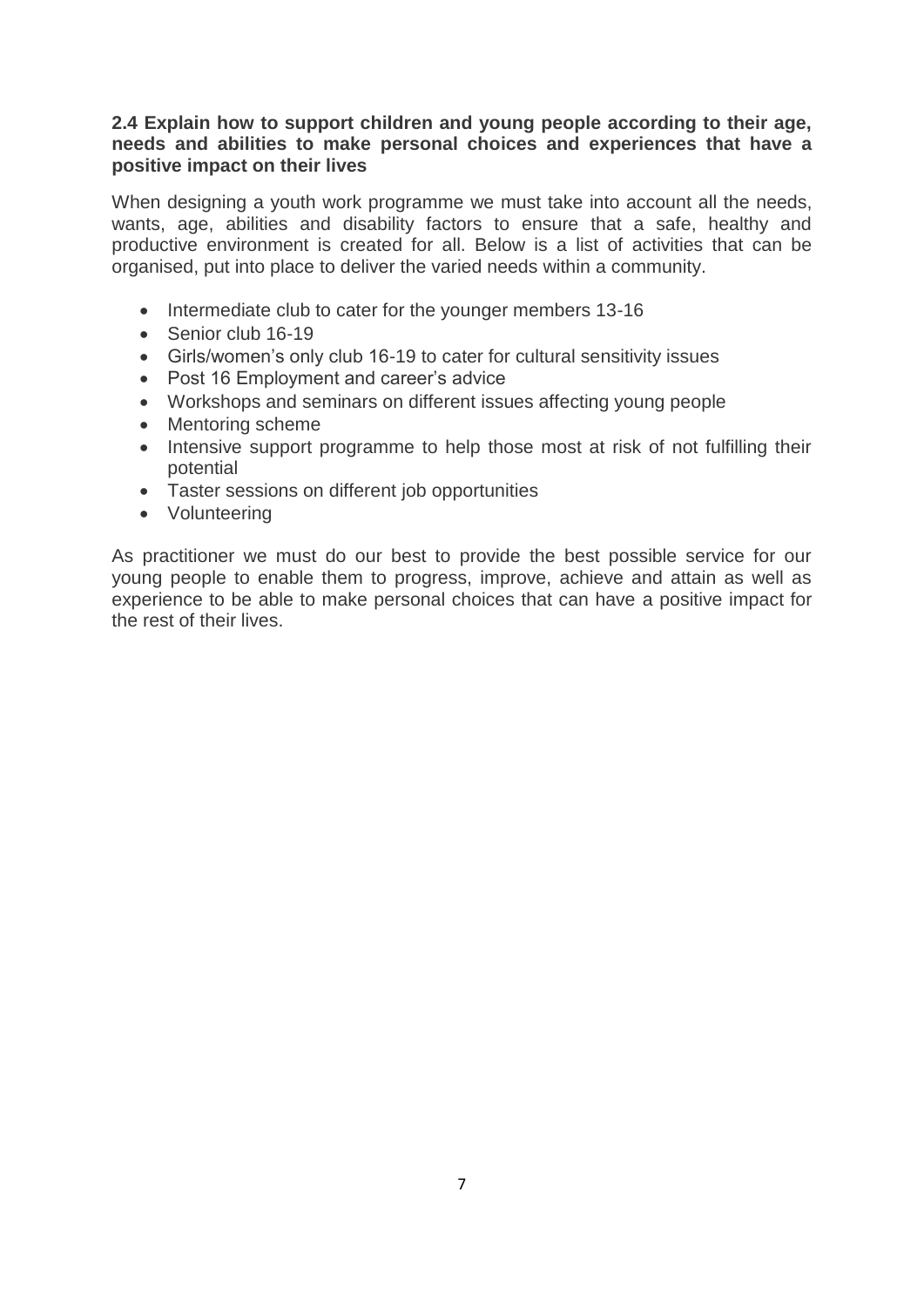**2.4 Explain how to support children and young people according to their age, needs and abilities to make personal choices and experiences that have a positive impact on their lives**

When designing a youth work programme we must take into account all the needs, wants, age, abilities and disability factors to ensure that a safe, healthy and productive environment is created for all. Below is a list of activities that can be organised, put into place to deliver the varied needs within a community.

- Intermediate club to cater for the younger members 13-16
- Senior club 16-19
- Girls/women's only club 16-19 to cater for cultural sensitivity issues
- Post 16 Employment and career's advice
- Workshops and seminars on different issues affecting young people
- Mentoring scheme
- Intensive support programme to help those most at risk of not fulfilling their potential
- Taster sessions on different job opportunities
- Volunteering

As practitioner we must do our best to provide the best possible service for our young people to enable them to progress, improve, achieve and attain as well as experience to be able to make personal choices that can have a positive impact for the rest of their lives.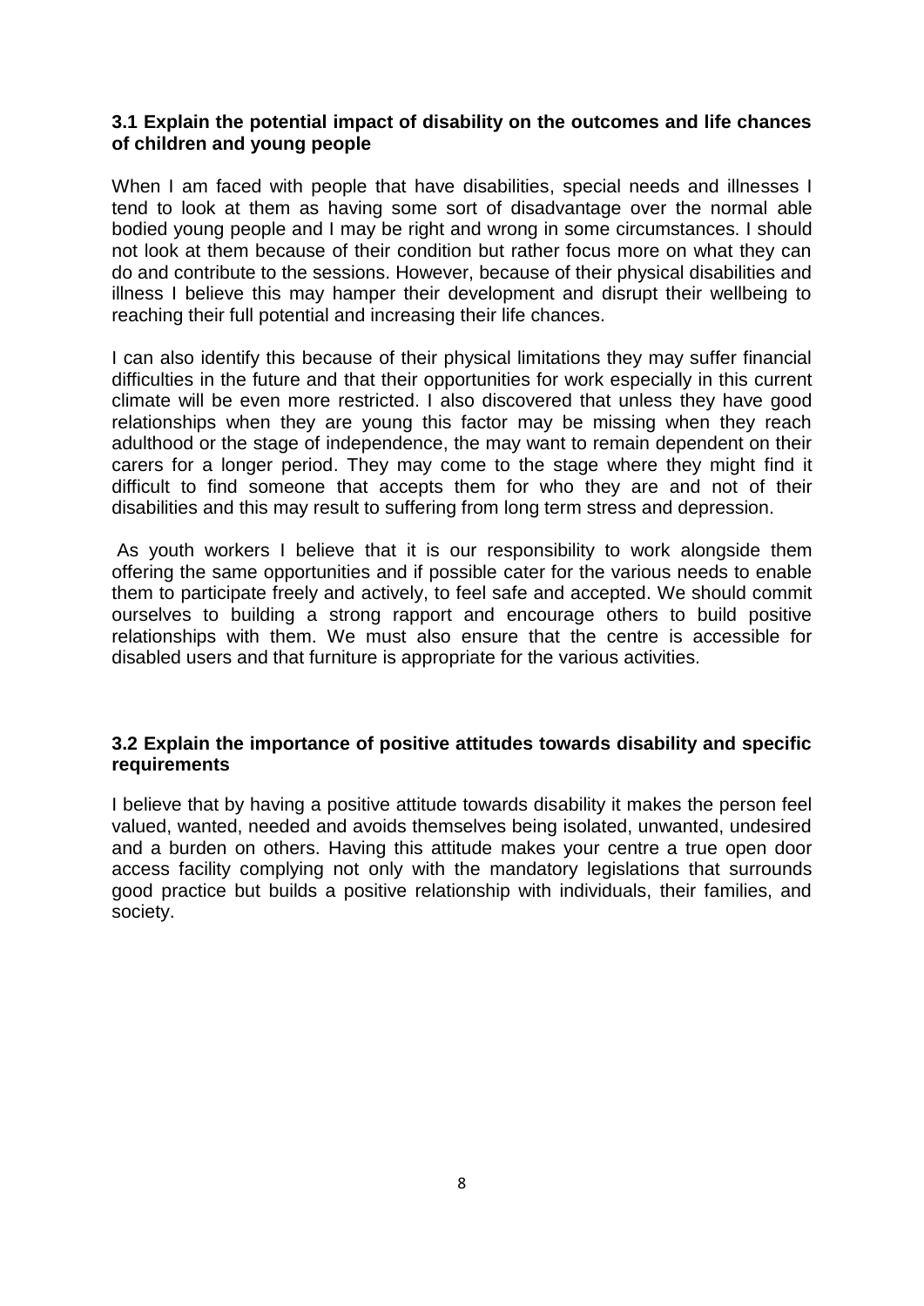**3.1 Explain the potential impact of disability on the outcomes and life chances of children and young people**

When I am faced with people that have disabilities, special needs and illnesses I tend to look at them as having some sort of disadvantage over the normal able bodied young people and I may be right and wrong in some circumstances. I should not look at them because of their condition but rather focus more on what they can do and contribute to the sessions. However, because of their physical disabilities and illness I believe this may hamper their development and disrupt their wellbeing to reaching their full potential and increasing their life chances.

I can also identify this because of their physical limitations they may suffer financial difficulties in the future and that their opportunities for work especially in this current climate will be even more restricted. I also discovered that unless they have good relationships when they are young this factor may be missing when they reach adulthood or the stage of independence, the may want to remain dependent on their carers for a longer period. They may come to the stage where they might find it difficult to find someone that accepts them for who they are and not of their disabilities and this may result to suffering from long term stress and depression.

As youth workers I believe that it is our responsibility to work alongside them offering the same opportunities and if possible cater for the various needs to enable them to participate freely and actively, to feel safe and accepted. We should commit ourselves to building a strong rapport and encourage others to build positive relationships with them. We must also ensure that the centre is accessible for disabled users and that furniture is appropriate for the various activities.

**3.2 Explain the importance of positive attitudes towards disability and specific requirements**

I believe that by having a positive attitude towards disability it makes the person feel valued, wanted, needed and avoids themselves being isolated, unwanted, undesired and a burden on others. Having this attitude makes your centre a true open door access facility complying not only with the mandatory legislations that surrounds good practice but builds a positive relationship with individuals, their families, and society.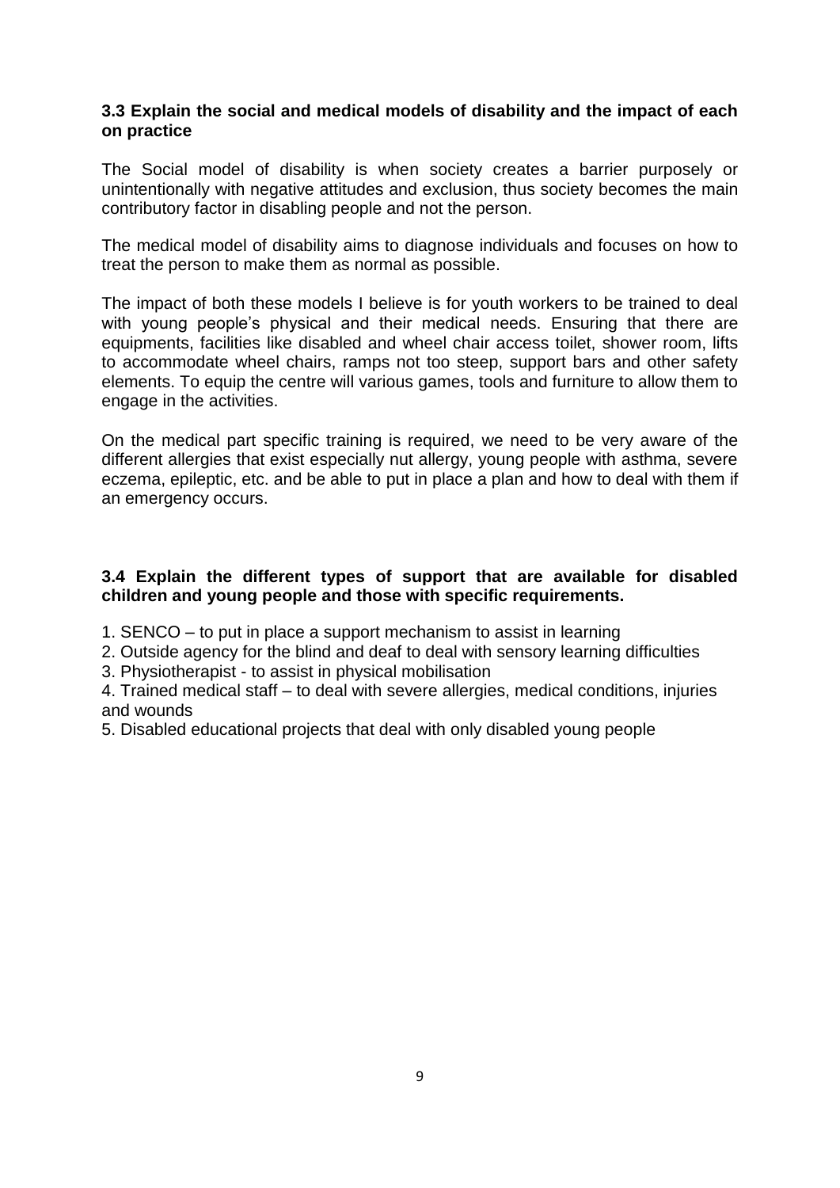**3.3 Explain the social and medical models of disability and the impact of each on practice**

The Social model of disability is when society creates a barrier purposely or unintentionally with negative attitudes and exclusion, thus society becomes the main contributory factor in disabling people and not the person.

The medical model of disability aims to diagnose individuals and focuses on how to treat the person to make them as normal as possible.

The impact of both these models I believe is for youth workers to be trained to deal with young people's physical and their medical needs. Ensuring that there are equipments, facilities like disabled and wheel chair access toilet, shower room, lifts to accommodate wheel chairs, ramps not too steep, support bars and other safety elements. To equip the centre will various games, tools and furniture to allow them to engage in the activities.

On the medical part specific training is required, we need to be very aware of the different allergies that exist especially nut allergy, young people with asthma, severe eczema, epileptic, etc. and be able to put in place a plan and how to deal with them if an emergency occurs.

**3.4 Explain the different types of support that are available for disabled children and young people and those with specific requirements.**

1. SENCO – to put in place a support mechanism to assist in learning
2. Outside agency for the blind and deaf to deal with sensory learning difficulties
3. Physiotherapist - to assist in physical mobilisation
4. Trained medical staff – to deal with severe allergies, medical conditions, injuries and wounds
5. Disabled educational projects that deal with only disabled young people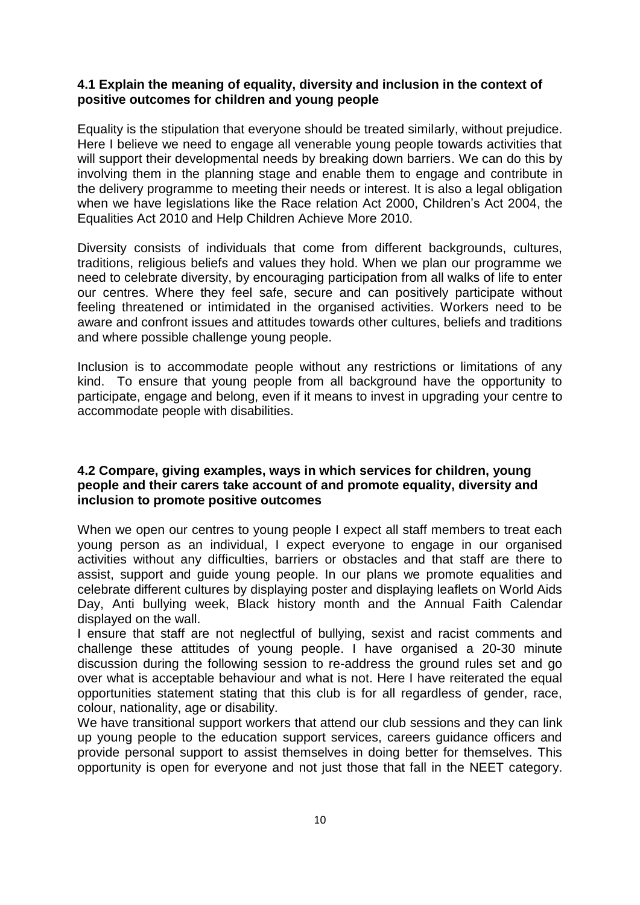### 4.1 Explain the meaning of equality, diversity and inclusion in the context of positive outcomes for children and young people

Equality is the stipulation that everyone should be treated similarly, without prejudice. Here I believe we need to engage all venerable young people towards activities that will support their developmental needs by breaking down barriers. We can do this by involving them in the planning stage and enable them to engage and contribute in the delivery programme to meeting their needs or interest. It is also a legal obligation when we have legislations like the Race relation Act 2000, Children's Act 2004, the Equalities Act 2010 and Help Children Achieve More 2010.

Diversity consists of individuals that come from different backgrounds, cultures, traditions, religious beliefs and values they hold. When we plan our programme we need to celebrate diversity, by encouraging participation from all walks of life to enter our centres. Where they feel safe, secure and can positively participate without feeling threatened or intimidated in the organised activities. Workers need to be aware and confront issues and attitudes towards other cultures, beliefs and traditions and where possible challenge young people.

Inclusion is to accommodate people without any restrictions or limitations of any kind. To ensure that young people from all background have the opportunity to participate, engage and belong, even if it means to invest in upgrading your centre to accommodate people with disabilities.

### 4.2 Compare, giving examples, ways in which services for children, young people and their carers take account of and promote equality, diversity and inclusion to promote positive outcomes

When we open our centres to young people I expect all staff members to treat each young person as an individual, I expect everyone to engage in our organised activities without any difficulties, barriers or obstacles and that staff are there to assist, support and guide young people. In our plans we promote equalities and celebrate different cultures by displaying poster and displaying leaflets on World Aids Day, Anti bullying week, Black history month and the Annual Faith Calendar displayed on the wall.

I ensure that staff are not neglectful of bullying, sexist and racist comments and challenge these attitudes of young people. I have organised a 20-30 minute discussion during the following session to re-address the ground rules set and go over what is acceptable behaviour and what is not. Here I have reiterated the equal opportunities statement stating that this club is for all regardless of gender, race, colour, nationality, age or disability.

We have transitional support workers that attend our club sessions and they can link up young people to the education support services, careers guidance officers and provide personal support to assist themselves in doing better for themselves. This opportunity is open for everyone and not just those that fall in the NEET category.